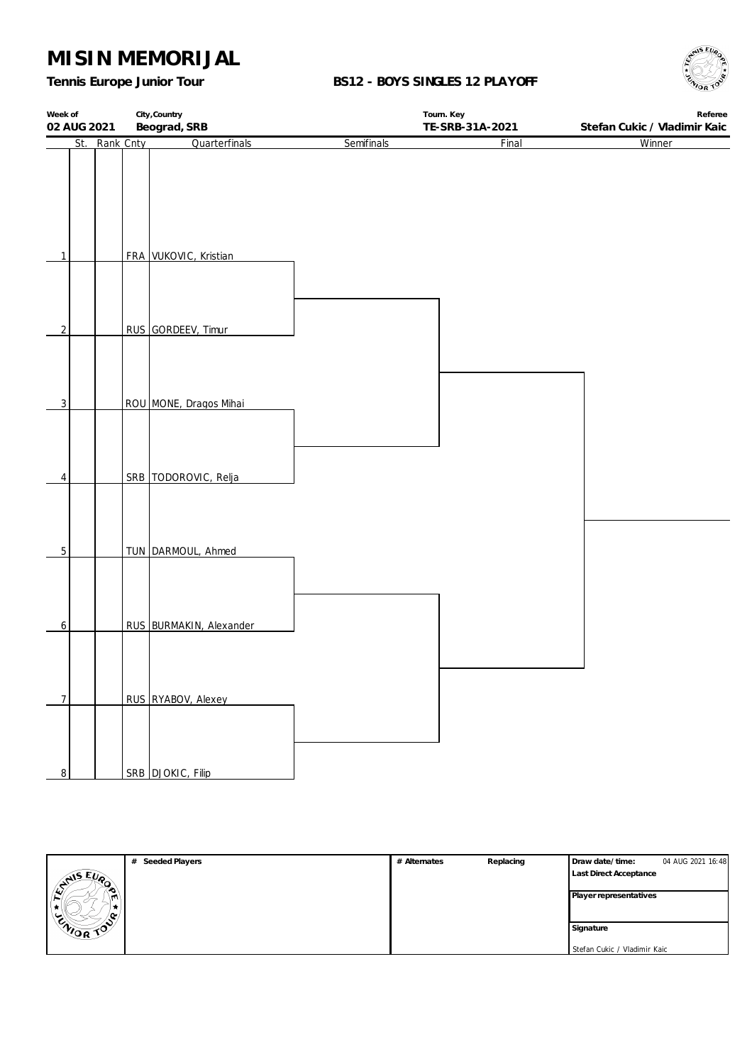# MISIN MEMORIJAL

**Tennis Europe Junior Tour**

**BS12 - BOYS SINGLES 12 PLAYOFF**

| Week of | City,Country | Tourn. Key | Referee |
|---|---|---|---|
| 02 AUG 2021 | Beograd, SRB | TE-SRB-31A-2021 | Stefan Cukic / Vladimir Kaic |

| | St. | Rank | Cnty | Quarterfinals | Semifinals | Final | Winner |
|---|---|---|---|---|---|---|---|
| 1 | | | FRA | VUKOVIC, Kristian | | | |
| 2 | | | RUS | GORDEEV, Timur | | | |
| 3 | | | ROU | MONE, Dragos Mihai | | | |
| 4 | | | SRB | TODOROVIC, Relja | | | |
| 5 | | | TUN | DARMOUL, Ahmed | | | |
| 6 | | | RUS | BURMAKIN, Alexander | | | |
| 7 | | | RUS | RYABOV, Alexey | | | |
| 8 | | | SRB | DJOKIC, Filip | | | |

| # Seeded Players | # Alternates | Replacing | Draw date/time: 04 AUG 2021 16:48 |
|---|---|---|---|
| | | | Last Direct Acceptance |
| | | | Player representatives |
| | | | Signature |
| | | | Stefan Cukic / Vladimir Kaic |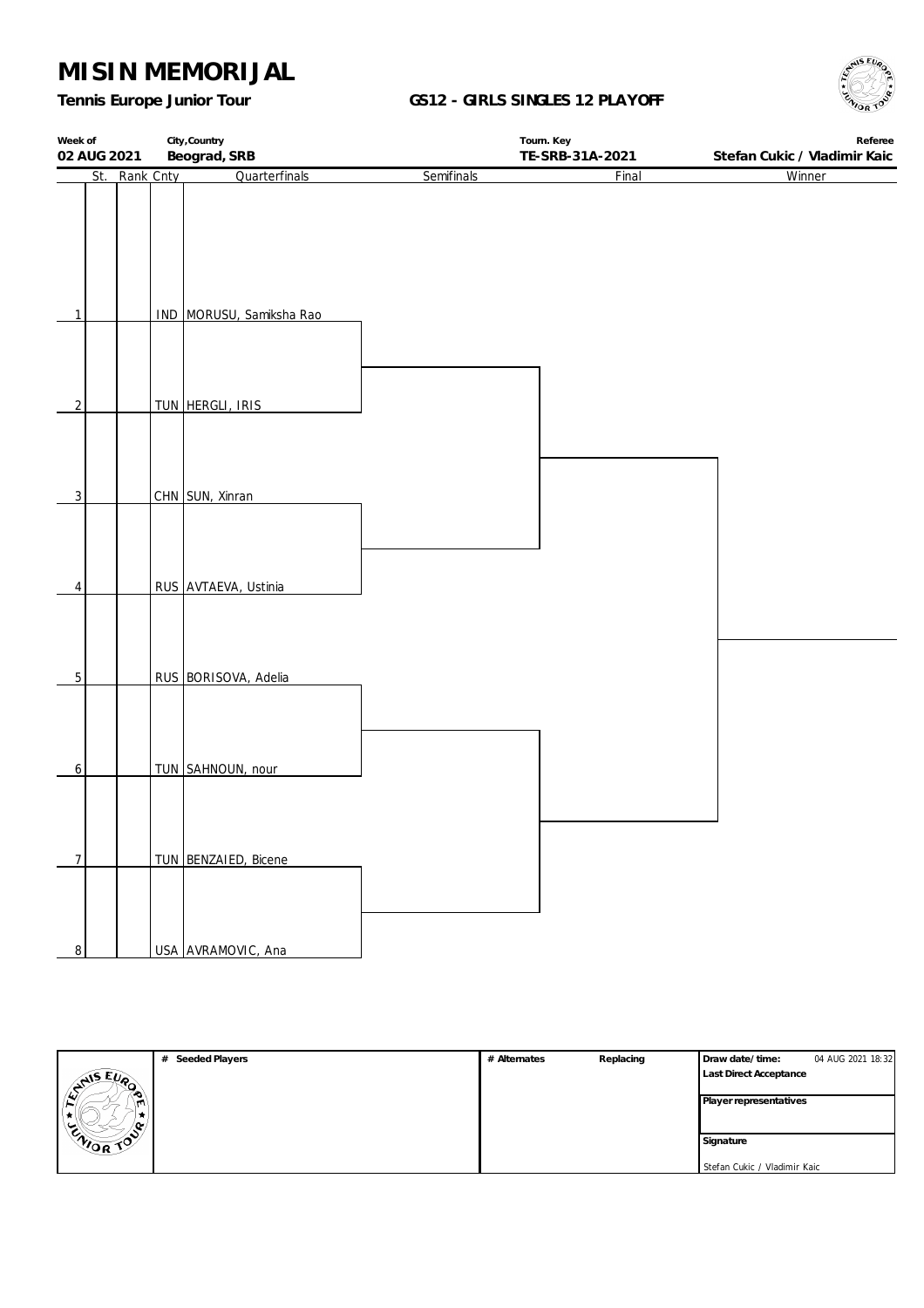# MISIN MEMORIJAL

**Tennis Europe Junior Tour** **GS12 - GIRLS SINGLES 12 PLAYOFF**

| Week of | City,Country | Tourn. Key | Referee |
|---|---|---|---|
| 02 AUG 2021 | Beograd, SRB | TE-SRB-31A-2021 | Stefan Cukic / Vladimir Kaic |

| # | St. | Rank | Cnty | Quarterfinals | Semifinals | Final | Winner |
|---|---|---|---|---|---|---|---|
| 1 | | | IND | MORUSU, Samiksha Rao | | | |
| 2 | | | TUN | HERGLI, IRIS | | | |
| 3 | | | CHN | SUN, Xinran | | | |
| 4 | | | RUS | AVTAEVA, Ustinia | | | |
| 5 | | | RUS | BORISOVA, Adelia | | | |
| 6 | | | TUN | SAHNOUN, nour | | | |
| 7 | | | TUN | BENZAIED, Bicene | | | |
| 8 | | | USA | AVRAMOVIC, Ana | | | |

| # Seeded Players | # Alternates | Replacing | Draw date/time: 04 AUG 2021 18:32 |
|---|---|---|---|
| | | | Last Direct Acceptance |
| | | | Player representatives |
| | | | Signature |
| | | | Stefan Cukic / Vladimir Kaic |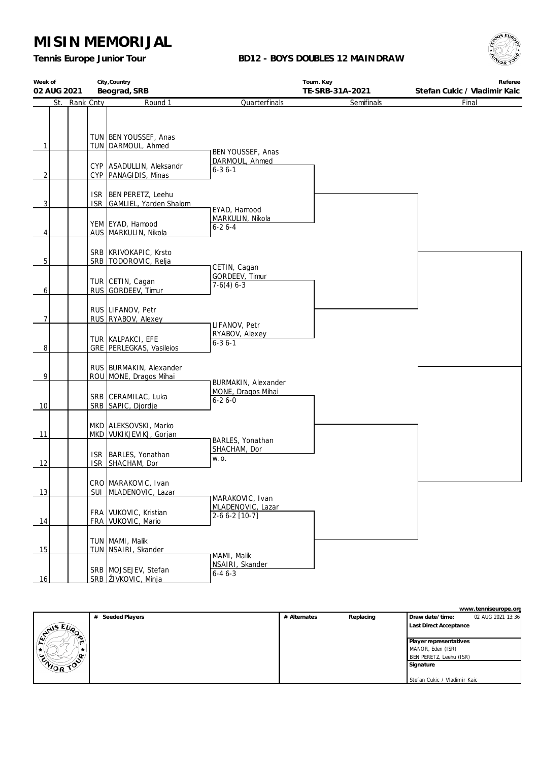# MISIN MEMORIJAL

**Tennis Europe Junior Tour**

**BD12 - BOYS DOUBLES 12 MAINDRAW**

| Week of | City,Country | Tourn. Key | Referee |
|---|---|---|---|
| 02 AUG 2021 | Beograd, SRB | TE-SRB-31A-2021 | Stefan Cukic / Vladimir Kaic |

| # | St. | Rank | Cnty | Round 1 | Quarterfinals | Semifinals | Final |
|---|---|---|---|---|---|---|---|
| 1 | | | TUN / TUN | BEN YOUSSEF, Anas / DARMOUL, Ahmed | BEN YOUSSEF, Anas / DARMOUL, Ahmed 6-3 6-1 | | |
| 2 | | | CYP / CYP | ASADULLIN, Aleksandr / PANAGIDIS, Minas | | | |
| 3 | | | ISR / ISR | BEN PERETZ, Leehu / GAMLIEL, Yarden Shalom | EYAD, Hamood / MARKULIN, Nikola 6-2 6-4 | | |
| 4 | | | YEM / AUS | EYAD, Hamood / MARKULIN, Nikola | | | |
| 5 | | | SRB / SRB | KRIVOKAPIC, Krsto / TODOROVIC, Relja | CETIN, Cagan / GORDEEV, Timur 7-6(4) 6-3 | | |
| 6 | | | TUR / RUS | CETIN, Cagan / GORDEEV, Timur | | | |
| 7 | | | RUS / RUS | LIFANOV, Petr / RYABOV, Alexey | LIFANOV, Petr / RYABOV, Alexey 6-3 6-1 | | |
| 8 | | | TUR / GRE | KALPAKCI, EFE / PERLEGKAS, Vasileios | | | |
| 9 | | | RUS / ROU | BURMAKIN, Alexander / MONE, Dragos Mihai | BURMAKIN, Alexander / MONE, Dragos Mihai 6-2 6-0 | | |
| 10 | | | SRB / SRB | CERAMILAC, Luka / SAPIC, Djordje | | | |
| 11 | | | MKD / MKD | ALEKSOVSKI, Marko / VUKIKJEVIKJ, Gorjan | BARLES, Yonathan / SHACHAM, Dor w.o. | | |
| 12 | | | ISR / ISR | BARLES, Yonathan / SHACHAM, Dor | | | |
| 13 | | | CRO / SUI | MARAKOVIC, Ivan / MLADENOVIC, Lazar | MARAKOVIC, Ivan / MLADENOVIC, Lazar 2-6 6-2 [10-7] | | |
| 14 | | | FRA / FRA | VUKOVIC, Kristian / VUKOVIC, Mario | | | |
| 15 | | | TUN / TUN | MAMI, Malik / NSAIRI, Skander | MAMI, Malik / NSAIRI, Skander 6-4 6-3 | | |
| 16 | | | SRB / SRB | MOJSEJEV, Stefan / ŽIVKOVIC, Minja | | | |

www.tenniseurope.org

| # Seeded Players | # Alternates | Replacing | |
|---|---|---|---|
| | | | Draw date/time: 02 AUG 2021 13:36 |
| | | | Last Direct Acceptance |
| | | | Player representatives: MANOR, Eden (ISR); BEN PERETZ, Leehu (ISR) |
| | | | Signature: Stefan Cukic / Vladimir Kaic |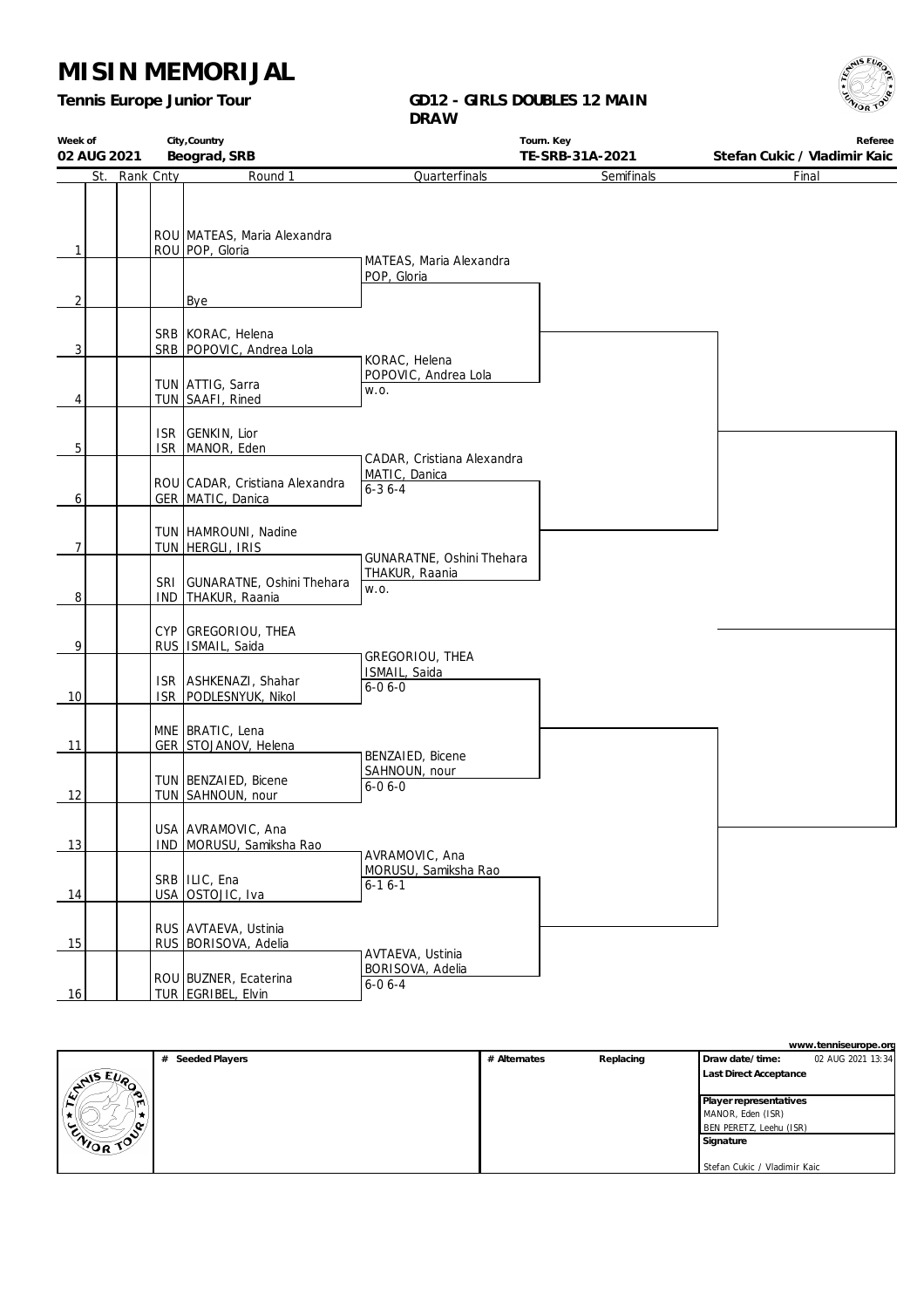# MISIN MEMORIJAL

**Tennis Europe Junior Tour**

**GD12 - GIRLS DOUBLES 12 MAIN DRAW**

| Week of | City,Country | Tourn. Key | Referee |
|---|---|---|---|
| 02 AUG 2021 | Beograd, SRB | TE-SRB-31A-2021 | Stefan Cukic / Vladimir Kaic |

| | St. | Rank | Cnty | Round 1 | Quarterfinals | Semifinals | Final |
|---|---|---|---|---|---|---|---|
| 1 | | | ROU / ROU | MATEAS, Maria Alexandra / POP, Gloria | MATEAS, Maria Alexandra / POP, Gloria | | |
| 2 | | | | Bye | | | |
| 3 | | | SRB / SRB | KORAC, Helena / POPOVIC, Andrea Lola | KORAC, Helena / POPOVIC, Andrea Lola w.o. | | |
| 4 | | | TUN / TUN | ATTIG, Sarra / SAAFI, Rined | | | |
| 5 | | | ISR / ISR | GENKIN, Lior / MANOR, Eden | CADAR, Cristiana Alexandra / MATIC, Danica 6-3 6-4 | | |
| 6 | | | ROU / GER | CADAR, Cristiana Alexandra / MATIC, Danica | | | |
| 7 | | | TUN / TUN | HAMROUNI, Nadine / HERGLI, IRIS | GUNARATNE, Oshini Thehara / THAKUR, Raania w.o. | | |
| 8 | | | SRI / IND | GUNARATNE, Oshini Thehara / THAKUR, Raania | | | |
| 9 | | | CYP / RUS | GREGORIOU, THEA / ISMAIL, Saida | GREGORIOU, THEA / ISMAIL, Saida 6-0 6-0 | | |
| 10 | | | ISR / ISR | ASHKENAZI, Shahar / PODLESNYUK, Nikol | | | |
| 11 | | | MNE / GER | BRATIC, Lena / STOJANOV, Helena | BENZAIED, Bicene / SAHNOUN, nour 6-0 6-0 | | |
| 12 | | | TUN / TUN | BENZAIED, Bicene / SAHNOUN, nour | | | |
| 13 | | | USA / IND | AVRAMOVIC, Ana / MORUSU, Samiksha Rao | AVRAMOVIC, Ana / MORUSU, Samiksha Rao 6-1 6-1 | | |
| 14 | | | SRB / USA | ILIC, Ena / OSTOJIC, Iva | | | |
| 15 | | | RUS / RUS | AVTAEVA, Ustinia / BORISOVA, Adelia | AVTAEVA, Ustinia / BORISOVA, Adelia 6-0 6-4 | | |
| 16 | | | ROU / TUR | BUZNER, Ecaterina / EGRIBEL, Elvin | | | |

www.tenniseurope.org

| # Seeded Players | # Alternates | Replacing | |
|---|---|---|---|
| | | | Draw date/time: 02 AUG 2021 13:34 |
| | | | Last Direct Acceptance |
| | | | Player representatives: MANOR, Eden (ISR); BEN PERETZ, Leehu (ISR) |
| | | | Signature: Stefan Cukic / Vladimir Kaic |